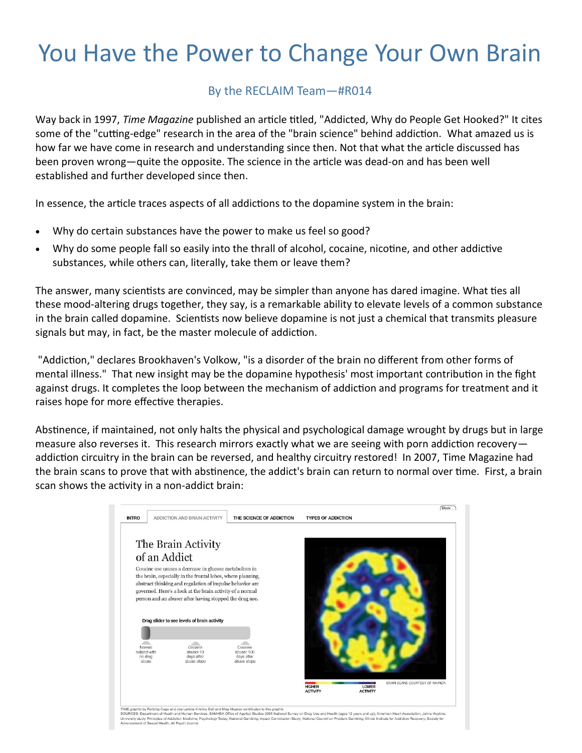# You Have the Power to Change Your Own Brain

By the RECLAIM Team—#R014

Way back in 1997, *Time Magazine* published an article titled, "Addicted, Why do People Get Hooked?" It cites some of the "cutting-edge" research in the area of the "brain science" behind addiction. What amazed us is how far we have come in research and understanding since then. Not that what the article discussed has been proven wrong—quite the opposite. The science in the article was dead-on and has been well established and further developed since then.

In essence, the article traces aspects of all addictions to the dopamine system in the brain:

- Why do certain substances have the power to make us feel so good?
- Why do some people fall so easily into the thrall of alcohol, cocaine, nicotine, and other addictive substances, while others can, literally, take them or leave them?

The answer, many scientists are convinced, may be simpler than anyone has dared imagine. What ties all these mood-altering drugs together, they say, is a remarkable ability to elevate levels of a common substance in the brain called dopamine. Scientists now believe dopamine is not just a chemical that transmits pleasure signals but may, in fact, be the master molecule of addiction.

"Addiction," declares Brookhaven's Volkow, "is a disorder of the brain no different from other forms of mental illness." That new insight may be the dopamine hypothesis' most important contribution in the fight against drugs. It completes the loop between the mechanism of addiction and programs for treatment and it raises hope for more effective therapies.

Abstinence, if maintained, not only halts the physical and psychological damage wrought by drugs but in large measure also reverses it. This research mirrors exactly what we are seeing with porn addiction recovery—addiction circuitry in the brain can be reversed, and healthy circuitry restored! In 2007, Time Magazine had the brain scans to prove that with abstinence, the addict's brain can return to normal over time. First, a brain scan shows the activity in a non-addict brain:

INTRO | ADDICTION AND BRAIN ACTIVITY | THE SCIENCE OF ADDICTION | TYPES OF ADDICTION

## The Brain Activity of an Addict

Cocaine use causes a decrease in glucose metabolism in the brain, especially in the frontal lobes, where planning, abstract thinking and regulation of impulse behavior are governed. Here's a look at the brain activity of a normal person and an abuser after having stopped the drug use.

Drag slider to see levels of brain activity

Normal subject with no drug abuse | Cocaine abuser 10 days after abuse stops | Cocaine abuser 100 days after abuse stops

HIGHER ACTIVITY — LOWER ACTIVITY

BRAIN SCANS COURTESY OF NIH/NIDA

TIME graphic by Feilding Cage and Joe Lertola Kristina Dell and Meg Massey contributed to this graphic

SOURCES: Department of Health and Human Services, SAMHSA Office of Applied Studies 2006 National Survey on Drug Use and Health (ages 12 years and up); American Heart Association; Johns Hopkins University study, Principles of Addiction Medicine; Psychology Today; National Gambling Impact Commission Study; National Council on Problem Gambling; Illinois Institute for Addiction Recovery; Society for Advancement of Sexual Health; All Psych Journal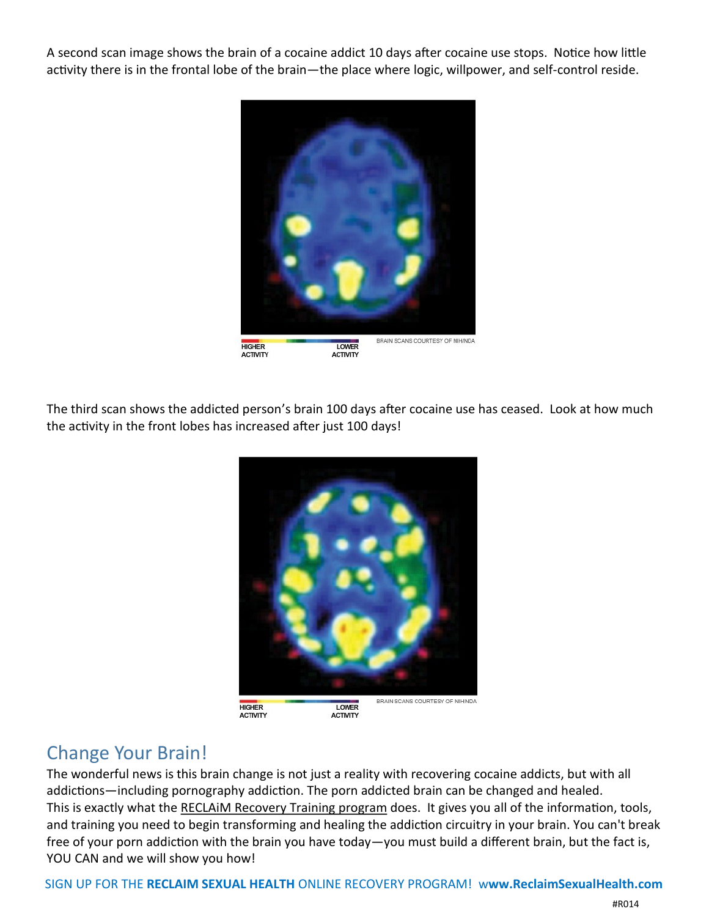A second scan image shows the brain of a cocaine addict 10 days after cocaine use stops. Notice how little activity there is in the frontal lobe of the brain—the place where logic, willpower, and self-control reside.

HIGHER ACTIVITY

LOWER ACTIVITY

BRAIN SCANS COURTESY OF NIH/NDA

The third scan shows the addicted person's brain 100 days after cocaine use has ceased. Look at how much the activity in the front lobes has increased after just 100 days!

HIGHER ACTIVITY

LOWER ACTIVITY

BRAIN SCANS COURTESY OF NIH/NDA

## Change Your Brain!

The wonderful news is this brain change is not just a reality with recovering cocaine addicts, but with all addictions—including pornography addiction. The porn addicted brain can be changed and healed. This is exactly what the RECLAiM Recovery Training program does. It gives you all of the information, tools, and training you need to begin transforming and healing the addiction circuitry in your brain. You can't break free of your porn addiction with the brain you have today—you must build a different brain, but the fact is, YOU CAN and we will show you how!

SIGN UP FOR THE **RECLAIM SEXUAL HEALTH** ONLINE RECOVERY PROGRAM! **www.ReclaimSexualHealth.com**

#R014